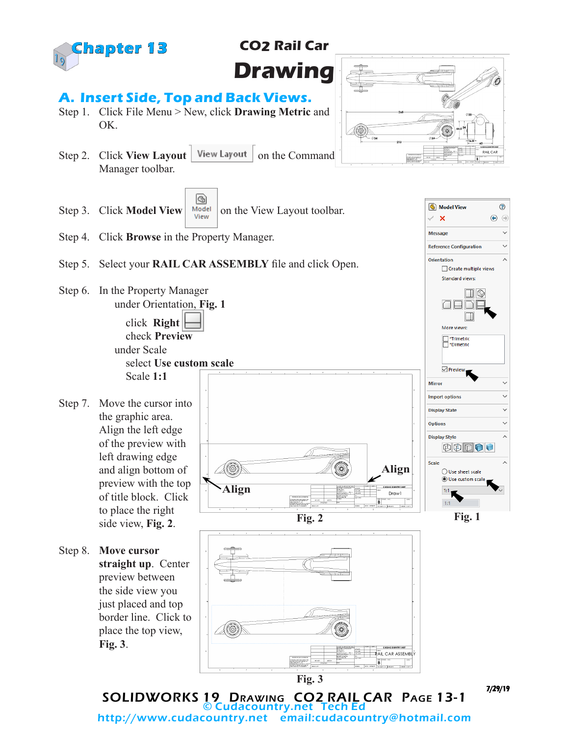# Chapter 13

# CO2 Rail Car Drawing

## A. Insert Side, Top and Back Views.

Step 1. Click File Menu > New, click **Drawing Metric** and OK.

Step 2. Click **View Layout** View Layout on the Command Manager toolbar.

Step 3. Click **Model View** Model View on the View Layout toolbar.

Step 4. Click **Browse** in the Property Manager.

Step 5. Select your **RAIL CAR ASSEMBLY** file and click Open.

Step 6. In the Property Manager
- under Orientation, **Fig. 1**
  - click **Right**
  - check **Preview**
- under Scale
  - select **Use custom scale**
  - Scale **1:1**

Step 7. Move the cursor into the graphic area. Align the left edge of the preview with left drawing edge and align bottom of preview with the top of title block. Click to place the right side view, **Fig. 2**.

Align

Align

Fig. 2

Fig. 1

Step 8. **Move cursor straight up**. Center preview between the side view you just placed and top border line. Click to place the top view, **Fig. 3**.

Fig. 3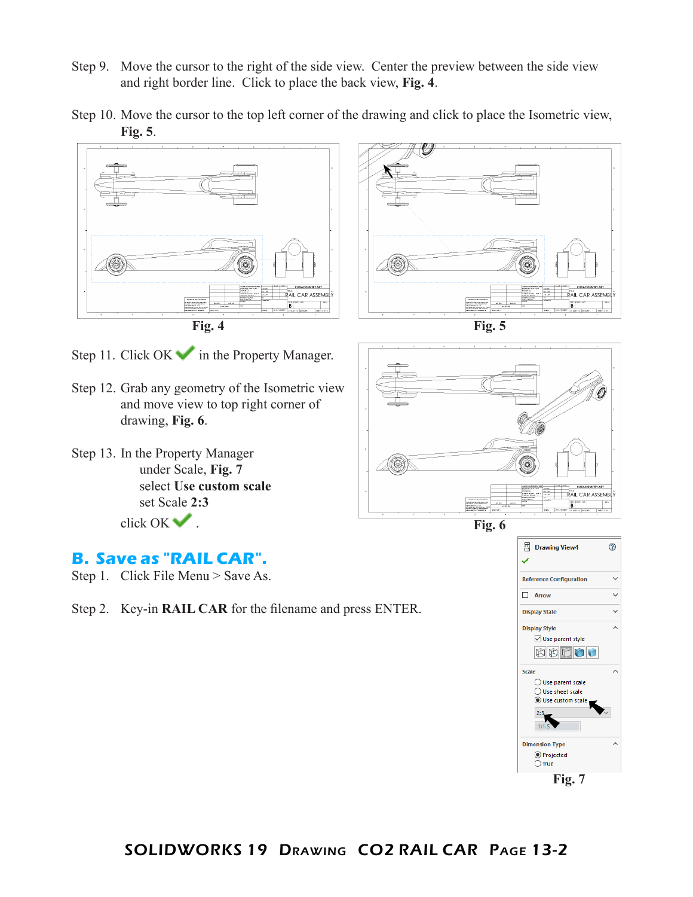Step 9. Move the cursor to the right of the side view. Center the preview between the side view and right border line. Click to place the back view, **Fig. 4**.

Step 10. Move the cursor to the top left corner of the drawing and click to place the Isometric view, **Fig. 5**.

**Fig. 4**

**Fig. 5**

Step 11. Click OK ✔ in the Property Manager.

Step 12. Grab any geometry of the Isometric view and move view to top right corner of drawing, **Fig. 6**.

Step 13. In the Property Manager
under Scale, **Fig. 7**
select **Use custom scale**
set Scale **2:3**
click OK ✔ .

**Fig. 6**

## B. Save as "RAIL CAR".

Step 1. Click File Menu > Save As.

Step 2. Key-in **RAIL CAR** for the filename and press ENTER.

**Fig. 7**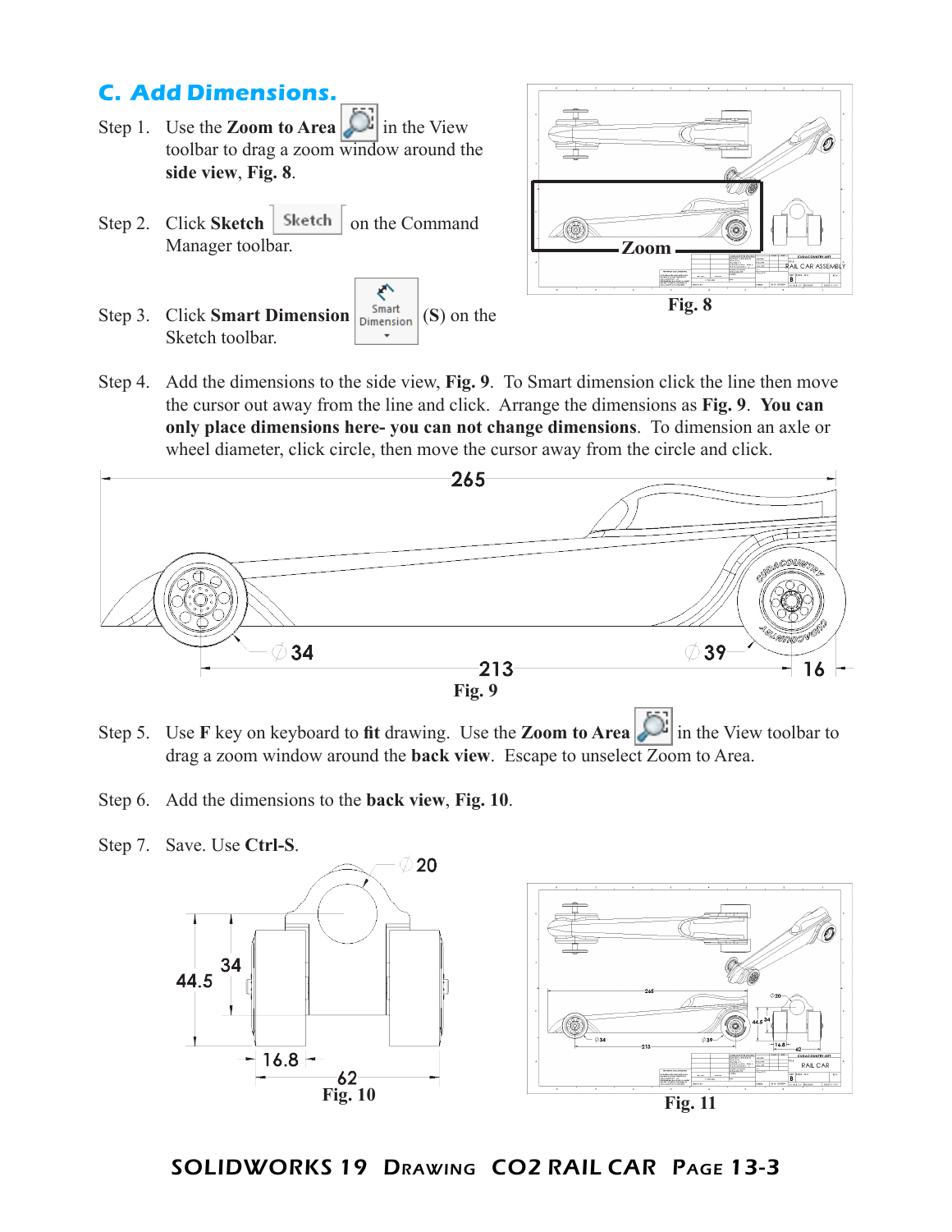## C. Add Dimensions.

Step 1. Use the **Zoom to Area** in the View toolbar to drag a zoom window around the **side view**, **Fig. 8**.

Step 2. Click **Sketch** on the Command Manager toolbar.

Step 3. Click **Smart Dimension** (**S**) on the Sketch toolbar.

Fig. 8

Step 4. Add the dimensions to the side view, **Fig. 9**. To Smart dimension click the line then move the cursor out away from the line and click. Arrange the dimensions as **Fig. 9**. **You can only place dimensions here- you can not change dimensions**. To dimension an axle or wheel diameter, click circle, then move the cursor away from the circle and click.

Fig. 9

Step 5. Use **F** key on keyboard to **fit** drawing. Use the **Zoom to Area** in the View toolbar to drag a zoom window around the **back view**. Escape to unselect Zoom to Area.

Step 6. Add the dimensions to the **back view**, **Fig. 10**.

Step 7. Save. Use **Ctrl-S**.

Fig. 10

Fig. 11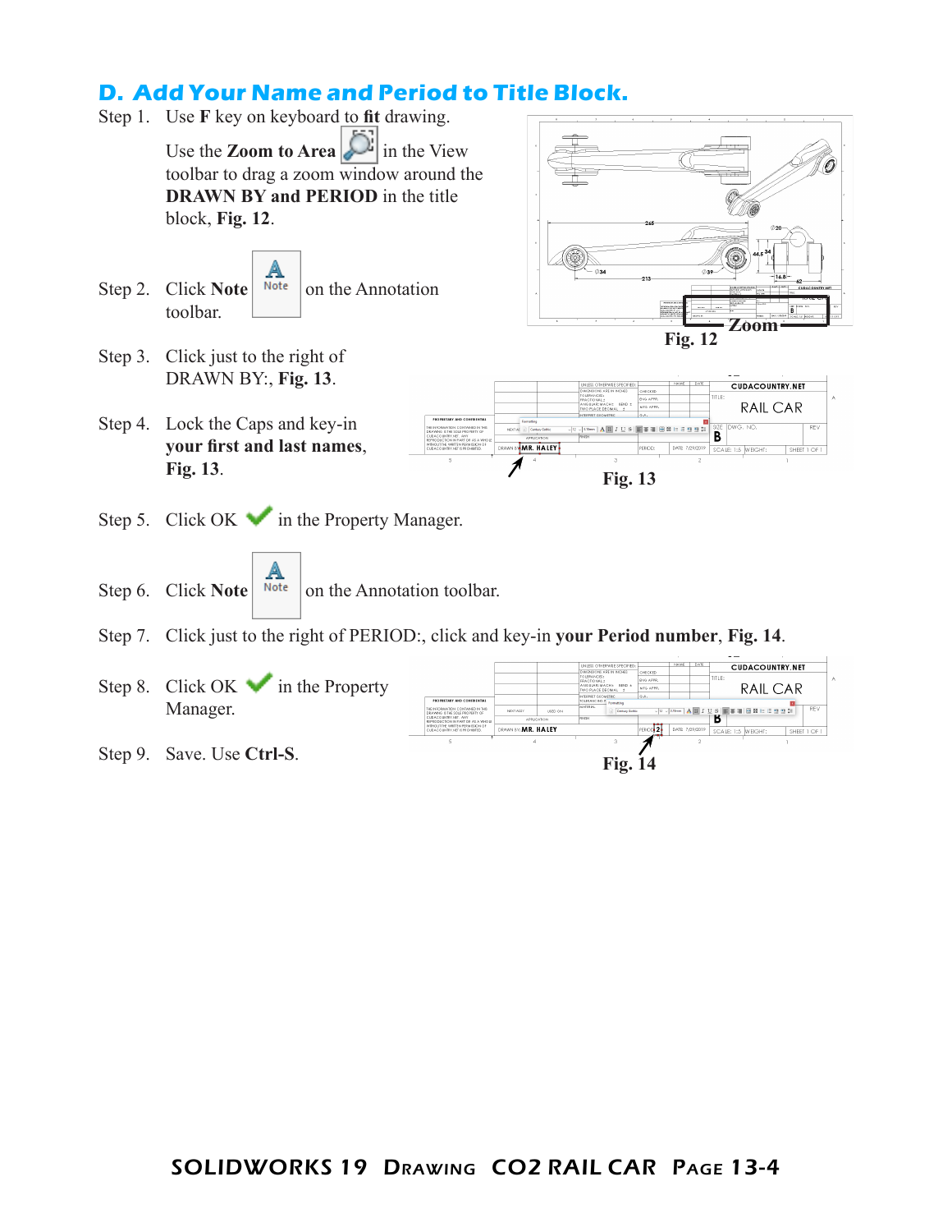## D. Add Your Name and Period to Title Block.

Step 1. Use **F** key on keyboard to **fit** drawing.

Use the **Zoom to Area** in the View toolbar to drag a zoom window around the **DRAWN BY and PERIOD** in the title block, **Fig. 12**.

Zoom

**Fig. 12**

Step 2. Click **Note** on the Annotation toolbar.

Step 3. Click just to the right of DRAWN BY:, **Fig. 13**.

Step 4. Lock the Caps and key-in **your first and last names**, **Fig. 13**.

**Fig. 13**

Step 5. Click OK in the Property Manager.

Step 6. Click **Note** on the Annotation toolbar.

Step 7. Click just to the right of PERIOD:, click and key-in **your Period number**, **Fig. 14**.

Step 8. Click OK in the Property Manager.

Step 9. Save. Use **Ctrl-S**.

**Fig. 14**